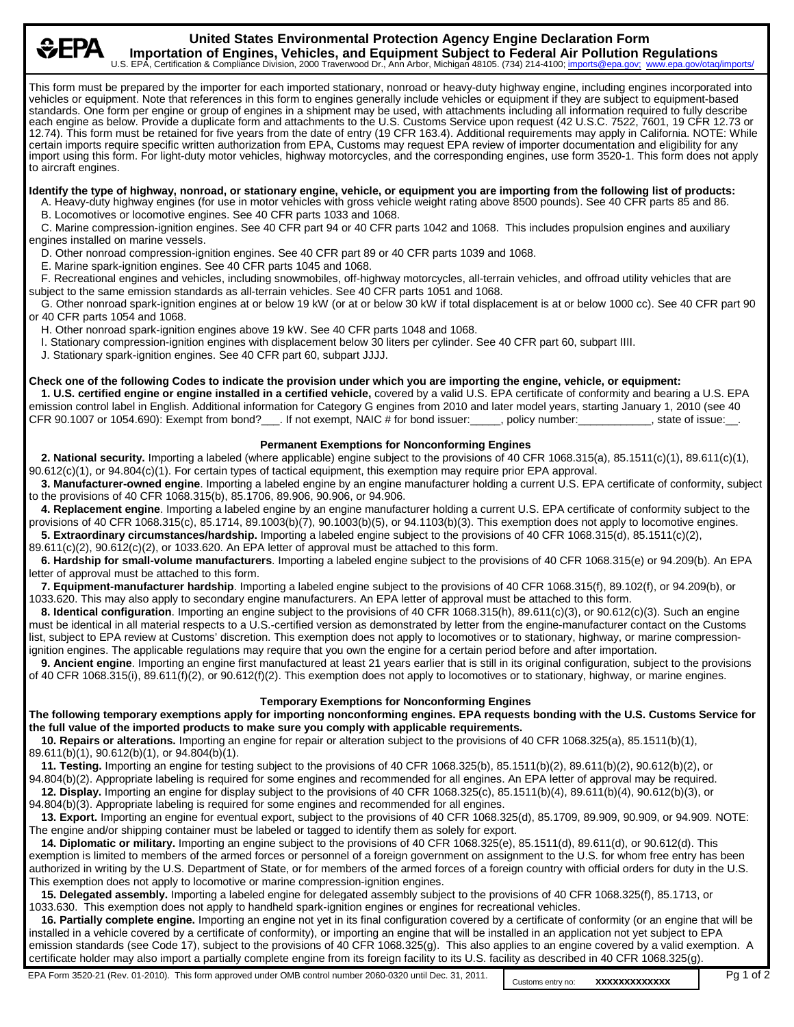# United States Environmental Protection Agency Engine Declaration Form

## Importation of Engines, Vehicles, and Equipment Subject to Federal Air Pollution Regulations

U.S. EPA, Certification & Compliance Division, 2000 Traverwood Dr., Ann Arbor, Michigan 48105. (734) 214-4100; imports@epa.gov; www.epa.gov/otaq/imports/

This form must be prepared by the importer for each imported stationary, nonroad or heavy-duty highway engine, including engines incorporated into vehicles or equipment. Note that references in this form to engines generally include vehicles or equipment if they are subject to equipment-based standards. One form per engine or group of engines in a shipment may be used, with attachments including all information required to fully describe each engine as below. Provide a duplicate form and attachments to the U.S. Customs Service upon request (42 U.S.C. 7522, 7601, 19 CFR 12.73 or 12.74). This form must be retained for five years from the date of entry (19 CFR 163.4). Additional requirements may apply in California. NOTE: While certain imports require specific written authorization from EPA, Customs may request EPA review of importer documentation and eligibility for any import using this form. For light-duty motor vehicles, highway motorcycles, and the corresponding engines, use form 3520-1. This form does not apply to aircraft engines.

**Identify the type of highway, nonroad, or stationary engine, vehicle, or equipment you are importing from the following list of products:**

A. Heavy-duty highway engines (for use in motor vehicles with gross vehicle weight rating above 8500 pounds). See 40 CFR parts 85 and 86.

B. Locomotives or locomotive engines. See 40 CFR parts 1033 and 1068.

C. Marine compression-ignition engines. See 40 CFR part 94 or 40 CFR parts 1042 and 1068. This includes propulsion engines and auxiliary engines installed on marine vessels.

D. Other nonroad compression-ignition engines. See 40 CFR part 89 or 40 CFR parts 1039 and 1068.

E. Marine spark-ignition engines. See 40 CFR parts 1045 and 1068.

F. Recreational engines and vehicles, including snowmobiles, off-highway motorcycles, all-terrain vehicles, and offroad utility vehicles that are subject to the same emission standards as all-terrain vehicles. See 40 CFR parts 1051 and 1068.

G. Other nonroad spark-ignition engines at or below 19 kW (or at or below 30 kW if total displacement is at or below 1000 cc). See 40 CFR part 90 or 40 CFR parts 1054 and 1068.

H. Other nonroad spark-ignition engines above 19 kW. See 40 CFR parts 1048 and 1068.

I. Stationary compression-ignition engines with displacement below 30 liters per cylinder. See 40 CFR part 60, subpart IIII.

J. Stationary spark-ignition engines. See 40 CFR part 60, subpart JJJJ.

**Check one of the following Codes to indicate the provision under which you are importing the engine, vehicle, or equipment:**

**1. U.S. certified engine or engine installed in a certified vehicle,** covered by a valid U.S. EPA certificate of conformity and bearing a U.S. EPA emission control label in English. Additional information for Category G engines from 2010 and later model years, starting January 1, 2010 (see 40 CFR 90.1007 or 1054.690): Exempt from bond?___. If not exempt, NAIC # for bond issuer:_____, policy number:____________, state of issue:__.

### Permanent Exemptions for Nonconforming Engines

**2. National security.** Importing a labeled (where applicable) engine subject to the provisions of 40 CFR 1068.315(a), 85.1511(c)(1), 89.611(c)(1), 90.612(c)(1), or 94.804(c)(1). For certain types of tactical equipment, this exemption may require prior EPA approval.

**3. Manufacturer-owned engine**. Importing a labeled engine by an engine manufacturer holding a current U.S. EPA certificate of conformity, subject to the provisions of 40 CFR 1068.315(b), 85.1706, 89.906, 90.906, or 94.906.

**4. Replacement engine**. Importing a labeled engine by an engine manufacturer holding a current U.S. EPA certificate of conformity subject to the provisions of 40 CFR 1068.315(c), 85.1714, 89.1003(b)(7), 90.1003(b)(5), or 94.1103(b)(3). This exemption does not apply to locomotive engines.

**5. Extraordinary circumstances/hardship.** Importing a labeled engine subject to the provisions of 40 CFR 1068.315(d), 85.1511(c)(2), 89.611(c)(2), 90.612(c)(2), or 1033.620. An EPA letter of approval must be attached to this form.

**6. Hardship for small-volume manufacturers**. Importing a labeled engine subject to the provisions of 40 CFR 1068.315(e) or 94.209(b). An EPA letter of approval must be attached to this form.

**7. Equipment-manufacturer hardship**. Importing a labeled engine subject to the provisions of 40 CFR 1068.315(f), 89.102(f), or 94.209(b), or 1033.620. This may also apply to secondary engine manufacturers. An EPA letter of approval must be attached to this form.

**8. Identical configuration**. Importing an engine subject to the provisions of 40 CFR 1068.315(h), 89.611(c)(3), or 90.612(c)(3). Such an engine must be identical in all material respects to a U.S.-certified version as demonstrated by letter from the engine-manufacturer contact on the Customs list, subject to EPA review at Customs' discretion. This exemption does not apply to locomotives or to stationary, highway, or marine compression-ignition engines. The applicable regulations may require that you own the engine for a certain period before and after importation.

**9. Ancient engine**. Importing an engine first manufactured at least 21 years earlier that is still in its original configuration, subject to the provisions of 40 CFR 1068.315(i), 89.611(f)(2), or 90.612(f)(2). This exemption does not apply to locomotives or to stationary, highway, or marine engines.

### Temporary Exemptions for Nonconforming Engines

**The following temporary exemptions apply for importing nonconforming engines. EPA requests bonding with the U.S. Customs Service for the full value of the imported products to make sure you comply with applicable requirements.**

**10. Repairs or alterations.** Importing an engine for repair or alteration subject to the provisions of 40 CFR 1068.325(a), 85.1511(b)(1), 89.611(b)(1), 90.612(b)(1), or 94.804(b)(1).

**11. Testing.** Importing an engine for testing subject to the provisions of 40 CFR 1068.325(b), 85.1511(b)(2), 89.611(b)(2), 90.612(b)(2), or 94.804(b)(2). Appropriate labeling is required for some engines and recommended for all engines. An EPA letter of approval may be required.

**12. Display.** Importing an engine for display subject to the provisions of 40 CFR 1068.325(c), 85.1511(b)(4), 89.611(b)(4), 90.612(b)(3), or 94.804(b)(3). Appropriate labeling is required for some engines and recommended for all engines.

**13. Export.** Importing an engine for eventual export, subject to the provisions of 40 CFR 1068.325(d), 85.1709, 89.909, 90.909, or 94.909. NOTE: The engine and/or shipping container must be labeled or tagged to identify them as solely for export.

**14. Diplomatic or military.** Importing an engine subject to the provisions of 40 CFR 1068.325(e), 85.1511(d), 89.611(d), or 90.612(d). This exemption is limited to members of the armed forces or personnel of a foreign government on assignment to the U.S. for whom free entry has been authorized in writing by the U.S. Department of State, or for members of the armed forces of a foreign country with official orders for duty in the U.S. This exemption does not apply to locomotive or marine compression-ignition engines.

**15. Delegated assembly.** Importing a labeled engine for delegated assembly subject to the provisions of 40 CFR 1068.325(f), 85.1713, or 1033.630. This exemption does not apply to handheld spark-ignition engines or engines for recreational vehicles.

**16. Partially complete engine.** Importing an engine not yet in its final configuration covered by a certificate of conformity (or an engine that will be installed in a vehicle covered by a certificate of conformity), or importing an engine that will be installed in an application not yet subject to EPA emission standards (see Code 17), subject to the provisions of 40 CFR 1068.325(g). This also applies to an engine covered by a valid exemption. A certificate holder may also import a partially complete engine from its foreign facility to its U.S. facility as described in 40 CFR 1068.325(g).

EPA Form 3520-21 (Rev. 01-2010). This form approved under OMB control number 2060-0320 until Dec. 31, 2011.

Customs entry no: **XXXXXXXXXXXXX**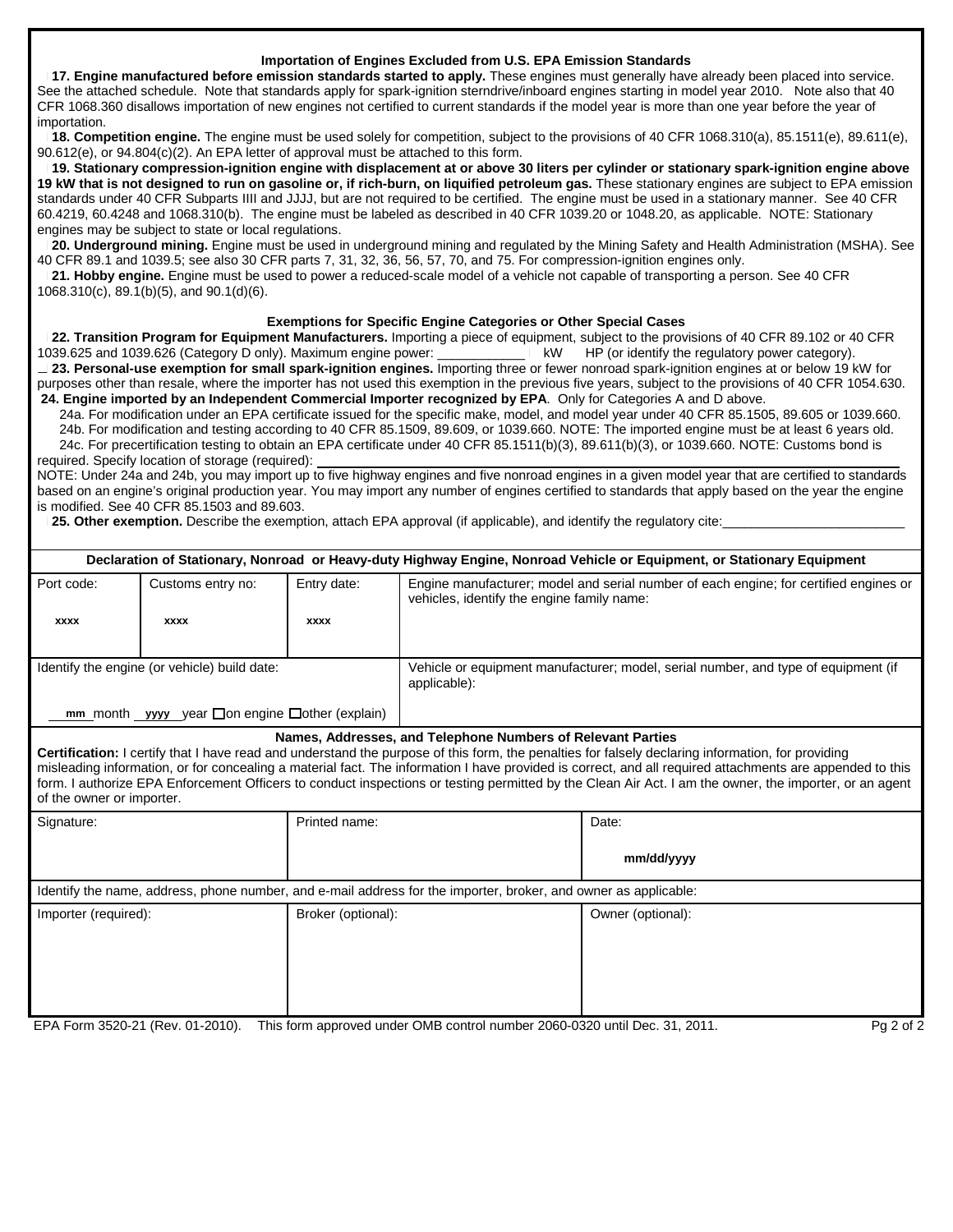### Importation of Engines Excluded from U.S. EPA Emission Standards

**17. Engine manufactured before emission standards started to apply.** These engines must generally have already been placed into service. See the attached schedule. Note that standards apply for spark-ignition sterndrive/inboard engines starting in model year 2010. Note also that 40 CFR 1068.360 disallows importation of new engines not certified to current standards if the model year is more than one year before the year of importation.

**18. Competition engine.** The engine must be used solely for competition, subject to the provisions of 40 CFR 1068.310(a), 85.1511(e), 89.611(e), 90.612(e), or 94.804(c)(2). An EPA letter of approval must be attached to this form.

**19. Stationary compression-ignition engine with displacement at or above 30 liters per cylinder or stationary spark-ignition engine above 19 kW that is not designed to run on gasoline or, if rich-burn, on liquified petroleum gas.** These stationary engines are subject to EPA emission standards under 40 CFR Subparts IIII and JJJJ, but are not required to be certified. The engine must be used in a stationary manner. See 40 CFR 60.4219, 60.4248 and 1068.310(b). The engine must be labeled as described in 40 CFR 1039.20 or 1048.20, as applicable. NOTE: Stationary engines may be subject to state or local regulations.

**20. Underground mining.** Engine must be used in underground mining and regulated by the Mining Safety and Health Administration (MSHA). See 40 CFR 89.1 and 1039.5; see also 30 CFR parts 7, 31, 32, 36, 56, 57, 70, and 75. For compression-ignition engines only.

**21. Hobby engine.** Engine must be used to power a reduced-scale model of a vehicle not capable of transporting a person. See 40 CFR 1068.310(c), 89.1(b)(5), and 90.1(d)(6).

### Exemptions for Specific Engine Categories or Other Special Cases

**22. Transition Program for Equipment Manufacturers.** Importing a piece of equipment, subject to the provisions of 40 CFR 89.102 or 40 CFR 1039.625 and 1039.626 (Category D only). Maximum engine power: ____________ kW HP (or identify the regulatory power category).

**23. Personal-use exemption for small spark-ignition engines.** Importing three or fewer nonroad spark-ignition engines at or below 19 kW for purposes other than resale, where the importer has not used this exemption in the previous five years, subject to the provisions of 40 CFR 1054.630.

**24. Engine imported by an Independent Commercial Importer recognized by EPA**. Only for Categories A and D above.

24a. For modification under an EPA certificate issued for the specific make, model, and model year under 40 CFR 85.1505, 89.605 or 1039.660.

24b. For modification and testing according to 40 CFR 85.1509, 89.609, or 1039.660. NOTE: The imported engine must be at least 6 years old.

24c. For precertification testing to obtain an EPA certificate under 40 CFR 85.1511(b)(3), 89.611(b)(3), or 1039.660. NOTE: Customs bond is required. Specify location of storage (required): ____________________

NOTE: Under 24a and 24b, you may import up to five highway engines and five nonroad engines in a given model year that are certified to standards based on an engine's original production year. You may import any number of engines certified to standards that apply based on the year the engine is modified. See 40 CFR 85.1503 and 89.603.

**25. Other exemption.** Describe the exemption, attach EPA approval (if applicable), and identify the regulatory cite:________________________

### Declaration of Stationary, Nonroad or Heavy-duty Highway Engine, Nonroad Vehicle or Equipment, or Stationary Equipment

| Port code: | Customs entry no: | Entry date: | Engine manufacturer; model and serial number of each engine; for certified engines or vehicles, identify the engine family name: |
|---|---|---|---|
| xxxx | xxxx | xxxx | |

| Identify the engine (or vehicle) build date: | Vehicle or equipment manufacturer; model, serial number, and type of equipment (if applicable): |
|---|---|
| mm month yyyy year ☐on engine ☐other (explain) | |

### Names, Addresses, and Telephone Numbers of Relevant Parties

**Certification:** I certify that I have read and understand the purpose of this form, the penalties for falsely declaring information, for providing misleading information, or for concealing a material fact. The information I have provided is correct, and all required attachments are appended to this form. I authorize EPA Enforcement Officers to conduct inspections or testing permitted by the Clean Air Act. I am the owner, the importer, or an agent of the owner or importer.

| Signature: | Printed name: | Date: |
|---|---|---|
| | | mm/dd/yyyy |

Identify the name, address, phone number, and e-mail address for the importer, broker, and owner as applicable:

| Importer (required): | Broker (optional): | Owner (optional): |
|---|---|---|
| | | |

EPA Form 3520-21 (Rev. 01-2010). This form approved under OMB control number 2060-0320 until Dec. 31, 2011.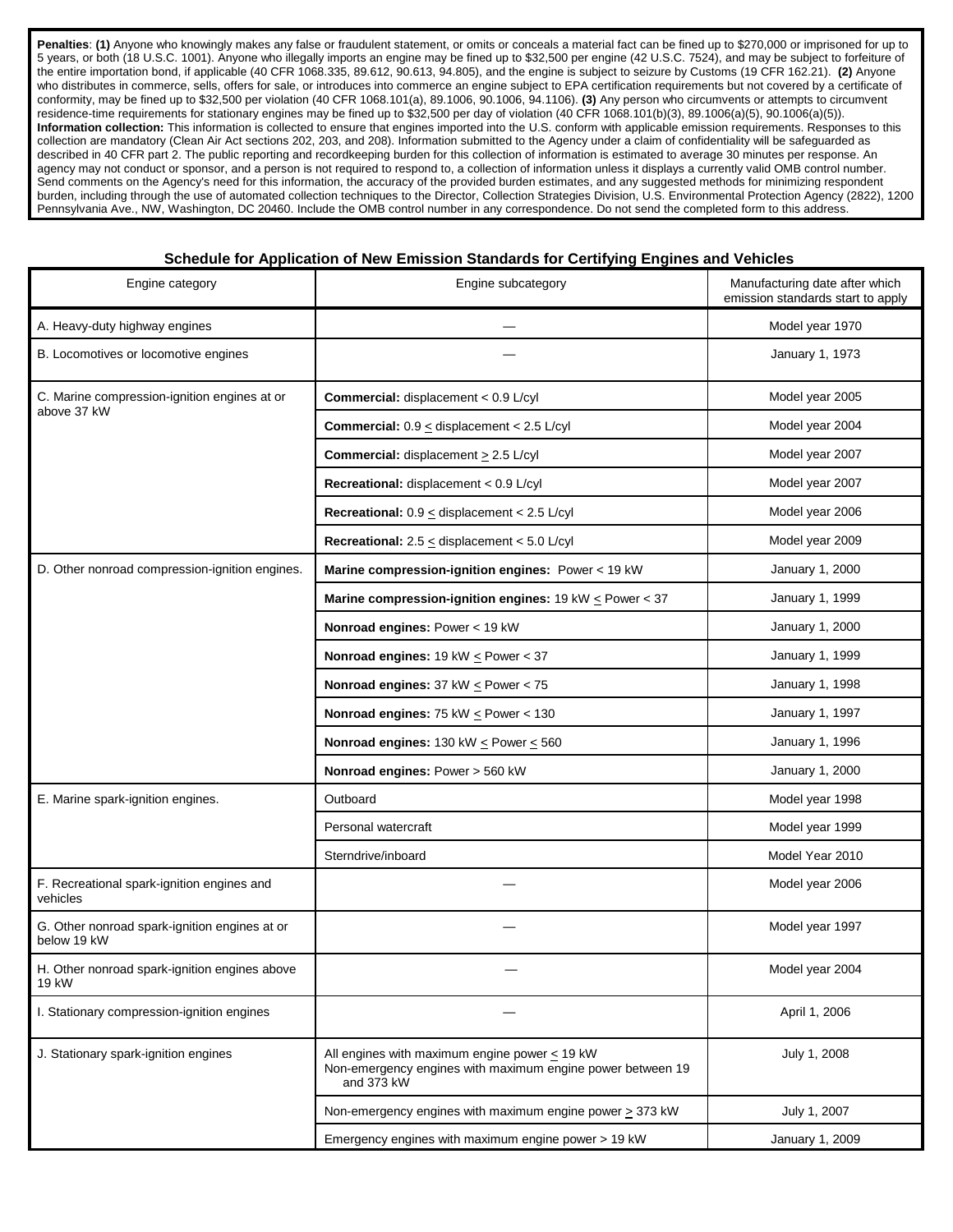**Penalties**: **(1)** Anyone who knowingly makes any false or fraudulent statement, or omits or conceals a material fact can be fined up to $270,000 or imprisoned for up to 5 years, or both (18 U.S.C. 1001). Anyone who illegally imports an engine may be fined up to $32,500 per engine (42 U.S.C. 7524), and may be subject to forfeiture of the entire importation bond, if applicable (40 CFR 1068.335, 89.612, 90.613, 94.805), and the engine is subject to seizure by Customs (19 CFR 162.21). **(2)** Anyone who distributes in commerce, sells, offers for sale, or introduces into commerce an engine subject to EPA certification requirements but not covered by a certificate of conformity, may be fined up to $32,500 per violation (40 CFR 1068.101(a), 89.1006, 90.1006, 94.1106). **(3)** Any person who circumvents or attempts to circumvent residence-time requirements for stationary engines may be fined up to $32,500 per day of violation (40 CFR 1068.101(b)(3), 89.1006(a)(5), 90.1006(a)(5)).
**Information collection:** This information is collected to ensure that engines imported into the U.S. conform with applicable emission requirements. Responses to this collection are mandatory (Clean Air Act sections 202, 203, and 208). Information submitted to the Agency under a claim of confidentiality will be safeguarded as described in 40 CFR part 2. The public reporting and recordkeeping burden for this collection of information is estimated to average 30 minutes per response. An agency may not conduct or sponsor, and a person is not required to respond to, a collection of information unless it displays a currently valid OMB control number. Send comments on the Agency's need for this information, the accuracy of the provided burden estimates, and any suggested methods for minimizing respondent burden, including through the use of automated collection techniques to the Director, Collection Strategies Division, U.S. Environmental Protection Agency (2822), 1200 Pennsylvania Ave., NW, Washington, DC 20460. Include the OMB control number in any correspondence. Do not send the completed form to this address.

**Schedule for Application of New Emission Standards for Certifying Engines and Vehicles**

| Engine category | Engine subcategory | Manufacturing date after which emission standards start to apply |
|---|---|---|
| A. Heavy-duty highway engines | — | Model year 1970 |
| B. Locomotives or locomotive engines | — | January 1, 1973 |
| C. Marine compression-ignition engines at or above 37 kW | **Commercial:** displacement < 0.9 L/cyl | Model year 2005 |
| | **Commercial:** 0.9 ≤ displacement < 2.5 L/cyl | Model year 2004 |
| | **Commercial:** displacement ≥ 2.5 L/cyl | Model year 2007 |
| | **Recreational:** displacement < 0.9 L/cyl | Model year 2007 |
| | **Recreational:** 0.9 ≤ displacement < 2.5 L/cyl | Model year 2006 |
| | **Recreational:** 2.5 ≤ displacement < 5.0 L/cyl | Model year 2009 |
| D. Other nonroad compression-ignition engines. | **Marine compression-ignition engines:** Power < 19 kW | January 1, 2000 |
| | **Marine compression-ignition engines:** 19 kW ≤ Power < 37 | January 1, 1999 |
| | **Nonroad engines:** Power < 19 kW | January 1, 2000 |
| | **Nonroad engines:** 19 kW ≤ Power < 37 | January 1, 1999 |
| | **Nonroad engines:** 37 kW ≤ Power < 75 | January 1, 1998 |
| | **Nonroad engines:** 75 kW ≤ Power < 130 | January 1, 1997 |
| | **Nonroad engines:** 130 kW ≤ Power ≤ 560 | January 1, 1996 |
| | **Nonroad engines:** Power > 560 kW | January 1, 2000 |
| E. Marine spark-ignition engines. | Outboard | Model year 1998 |
| | Personal watercraft | Model year 1999 |
| | Sterndrive/inboard | Model Year 2010 |
| F. Recreational spark-ignition engines and vehicles | — | Model year 2006 |
| G. Other nonroad spark-ignition engines at or below 19 kW | — | Model year 1997 |
| H. Other nonroad spark-ignition engines above 19 kW | — | Model year 2004 |
| I. Stationary compression-ignition engines | — | April 1, 2006 |
| J. Stationary spark-ignition engines | All engines with maximum engine power ≤ 19 kW<br>Non-emergency engines with maximum engine power between 19 and 373 kW | July 1, 2008 |
| | Non-emergency engines with maximum engine power ≥ 373 kW | July 1, 2007 |
| | Emergency engines with maximum engine power > 19 kW | January 1, 2009 |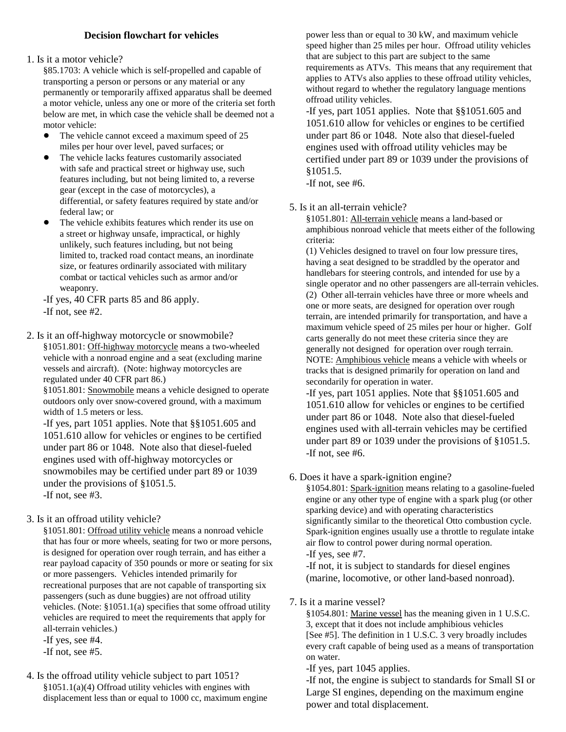# Decision flowchart for vehicles

1. Is it a motor vehicle?

   §85.1703: A vehicle which is self-propelled and capable of transporting a person or persons or any material or any permanently or temporarily affixed apparatus shall be deemed a motor vehicle, unless any one or more of the criteria set forth below are met, in which case the vehicle shall be deemed not a motor vehicle:

   - The vehicle cannot exceed a maximum speed of 25 miles per hour over level, paved surfaces; or
   - The vehicle lacks features customarily associated with safe and practical street or highway use, such features including, but not being limited to, a reverse gear (except in the case of motorcycles), a differential, or safety features required by state and/or federal law; or
   - The vehicle exhibits features which render its use on a street or highway unsafe, impractical, or highly unlikely, such features including, but not being limited to, tracked road contact means, an inordinate size, or features ordinarily associated with military combat or tactical vehicles such as armor and/or weaponry.

   -If yes, 40 CFR parts 85 and 86 apply.
   -If not, see #2.

2. Is it an off-highway motorcycle or snowmobile?

   §1051.801: Off-highway motorcycle means a two-wheeled vehicle with a nonroad engine and a seat (excluding marine vessels and aircraft). (Note: highway motorcycles are regulated under 40 CFR part 86.)

   §1051.801: Snowmobile means a vehicle designed to operate outdoors only over snow-covered ground, with a maximum width of 1.5 meters or less.

   -If yes, part 1051 applies. Note that §§1051.605 and 1051.610 allow for vehicles or engines to be certified under part 86 or 1048. Note also that diesel-fueled engines used with off-highway motorcycles or snowmobiles may be certified under part 89 or 1039 under the provisions of §1051.5.
   -If not, see #3.

3. Is it an offroad utility vehicle?

   §1051.801: Offroad utility vehicle means a nonroad vehicle that has four or more wheels, seating for two or more persons, is designed for operation over rough terrain, and has either a rear payload capacity of 350 pounds or more or seating for six or more passengers. Vehicles intended primarily for recreational purposes that are not capable of transporting six passengers (such as dune buggies) are not offroad utility vehicles. (Note: §1051.1(a) specifies that some offroad utility vehicles are required to meet the requirements that apply for all-terrain vehicles.)

   -If yes, see #4.
   -If not, see #5.

4. Is the offroad utility vehicle subject to part 1051?

   §1051.1(a)(4) Offroad utility vehicles with engines with displacement less than or equal to 1000 cc, maximum engine power less than or equal to 30 kW, and maximum vehicle speed higher than 25 miles per hour. Offroad utility vehicles that are subject to this part are subject to the same requirements as ATVs. This means that any requirement that applies to ATVs also applies to these offroad utility vehicles, without regard to whether the regulatory language mentions offroad utility vehicles.

   -If yes, part 1051 applies. Note that §§1051.605 and 1051.610 allow for vehicles or engines to be certified under part 86 or 1048. Note also that diesel-fueled engines used with offroad utility vehicles may be certified under part 89 or 1039 under the provisions of §1051.5.
   -If not, see #6.

5. Is it an all-terrain vehicle?

   §1051.801: All-terrain vehicle means a land-based or amphibious nonroad vehicle that meets either of the following criteria:

   (1) Vehicles designed to travel on four low pressure tires, having a seat designed to be straddled by the operator and handlebars for steering controls, and intended for use by a single operator and no other passengers are all-terrain vehicles.

   (2) Other all-terrain vehicles have three or more wheels and one or more seats, are designed for operation over rough terrain, are intended primarily for transportation, and have a maximum vehicle speed of 25 miles per hour or higher. Golf carts generally do not meet these criteria since they are generally not designed for operation over rough terrain.

   NOTE: Amphibious vehicle means a vehicle with wheels or tracks that is designed primarily for operation on land and secondarily for operation in water.

   -If yes, part 1051 applies. Note that §§1051.605 and 1051.610 allow for vehicles or engines to be certified under part 86 or 1048. Note also that diesel-fueled engines used with all-terrain vehicles may be certified under part 89 or 1039 under the provisions of §1051.5.
   -If not, see #6.

6. Does it have a spark-ignition engine?

   §1054.801: Spark-ignition means relating to a gasoline-fueled engine or any other type of engine with a spark plug (or other sparking device) and with operating characteristics significantly similar to the theoretical Otto combustion cycle. Spark-ignition engines usually use a throttle to regulate intake air flow to control power during normal operation.

   -If yes, see #7.
   -If not, it is subject to standards for diesel engines (marine, locomotive, or other land-based nonroad).

7. Is it a marine vessel?

   §1054.801: Marine vessel has the meaning given in 1 U.S.C. 3, except that it does not include amphibious vehicles [See #5]. The definition in 1 U.S.C. 3 very broadly includes every craft capable of being used as a means of transportation on water.

   -If yes, part 1045 applies.
   -If not, the engine is subject to standards for Small SI or Large SI engines, depending on the maximum engine power and total displacement.